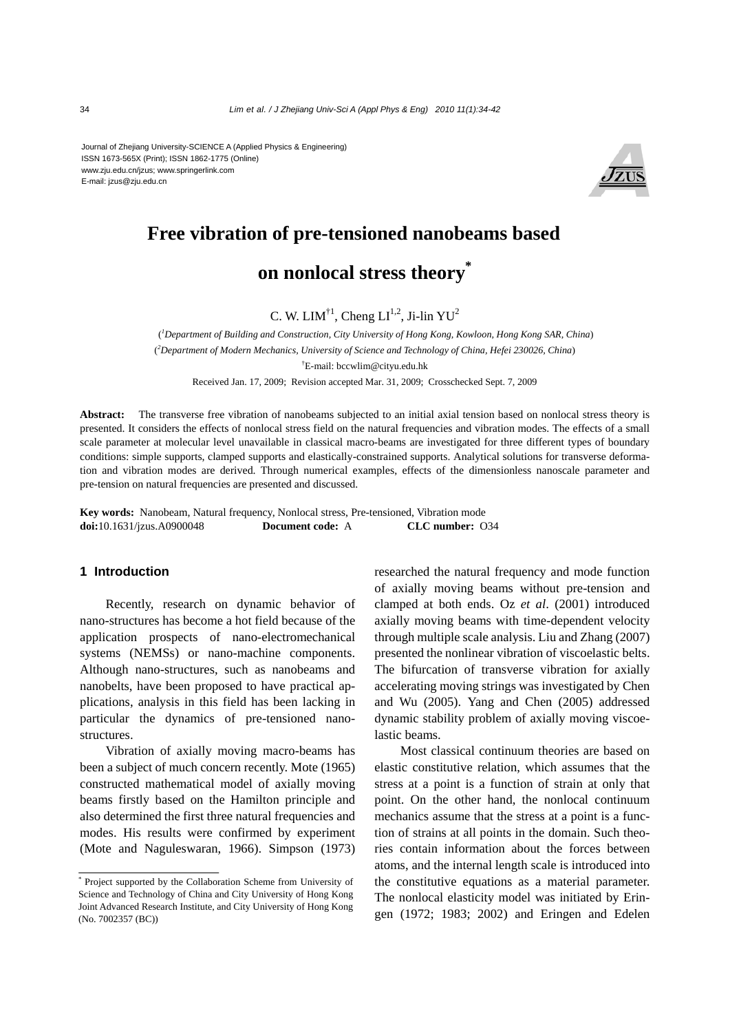Journal of Zhejiang University-SCIENCE A (Applied Physics & Engineering)
ISSN 1673-565X (Print); ISSN 1862-1775 (Online)
www.zju.edu.cn/jzus; www.springerlink.com
E-mail: jzus@zju.edu.cn

# Free vibration of pre-tensioned nanobeams based on nonlocal stress theory*

C. W. LIM[†1], Cheng LI[1,2], Ji-lin YU[2]

([1]*Department of Building and Construction, City University of Hong Kong, Kowloon, Hong Kong SAR, China*)

([2]*Department of Modern Mechanics, University of Science and Technology of China, Hefei 230026, China*)

[†]E-mail: bccwlim@cityu.edu.hk

Received Jan. 17, 2009; Revision accepted Mar. 31, 2009; Crosschecked Sept. 7, 2009

**Abstract:** The transverse free vibration of nanobeams subjected to an initial axial tension based on nonlocal stress theory is presented. It considers the effects of nonlocal stress field on the natural frequencies and vibration modes. The effects of a small scale parameter at molecular level unavailable in classical macro-beams are investigated for three different types of boundary conditions: simple supports, clamped supports and elastically-constrained supports. Analytical solutions for transverse deformation and vibration modes are derived. Through numerical examples, effects of the dimensionless nanoscale parameter and pre-tension on natural frequencies are presented and discussed.

**Key words:** Nanobeam, Natural frequency, Nonlocal stress, Pre-tensioned, Vibration mode
**doi:**10.1631/jzus.A0900048 **Document code:** A **CLC number:** O34

## 1 Introduction

Recently, research on dynamic behavior of nano-structures has become a hot field because of the application prospects of nano-electromechanical systems (NEMSs) or nano-machine components. Although nano-structures, such as nanobeams and nanobelts, have been proposed to have practical applications, analysis in this field has been lacking in particular the dynamics of pre-tensioned nano-structures.

Vibration of axially moving macro-beams has been a subject of much concern recently. Mote (1965) constructed mathematical model of axially moving beams firstly based on the Hamilton principle and also determined the first three natural frequencies and modes. His results were confirmed by experiment (Mote and Naguleswaran, 1966). Simpson (1973) researched the natural frequency and mode function of axially moving beams without pre-tension and clamped at both ends. Oz *et al*. (2001) introduced axially moving beams with time-dependent velocity through multiple scale analysis. Liu and Zhang (2007) presented the nonlinear vibration of viscoelastic belts. The bifurcation of transverse vibration for axially accelerating moving strings was investigated by Chen and Wu (2005). Yang and Chen (2005) addressed dynamic stability problem of axially moving viscoelastic beams.

Most classical continuum theories are based on elastic constitutive relation, which assumes that the stress at a point is a function of strain at only that point. On the other hand, the nonlocal continuum mechanics assume that the stress at a point is a function of strains at all points in the domain. Such theories contain information about the forces between atoms, and the internal length scale is introduced into the constitutive equations as a material parameter. The nonlocal elasticity model was initiated by Eringen (1972; 1983; 2002) and Eringen and Edelen

---

* Project supported by the Collaboration Scheme from University of Science and Technology of China and City University of Hong Kong Joint Advanced Research Institute, and City University of Hong Kong (No. 7002357 (BC))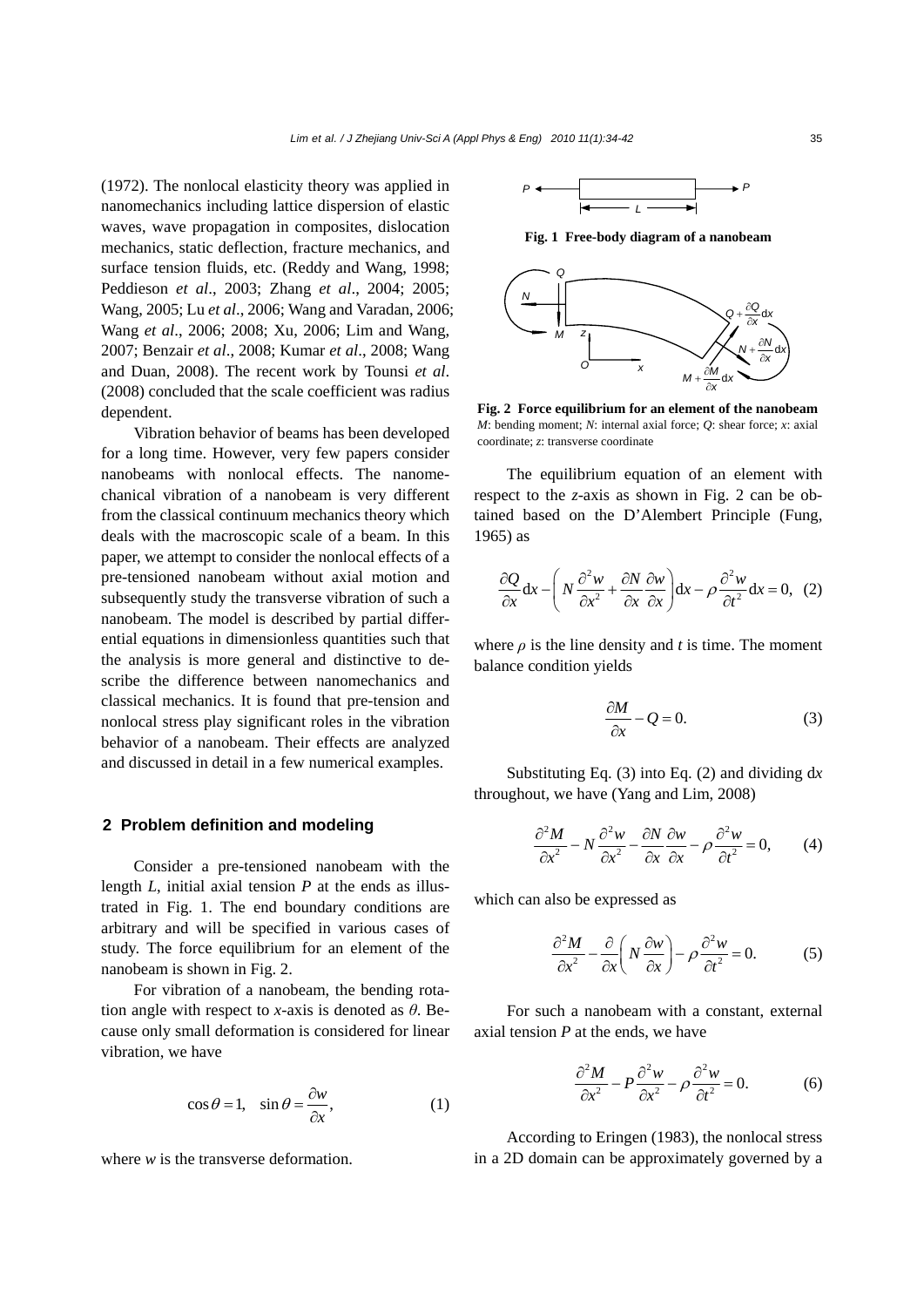(1972). The nonlocal elasticity theory was applied in nanomechanics including lattice dispersion of elastic waves, wave propagation in composites, dislocation mechanics, static deflection, fracture mechanics, and surface tension fluids, etc. (Reddy and Wang, 1998; Peddieson *et al*., 2003; Zhang *et al*., 2004; 2005; Wang, 2005; Lu *et al*., 2006; Wang and Varadan, 2006; Wang *et al*., 2006; 2008; Xu, 2006; Lim and Wang, 2007; Benzair *et al*., 2008; Kumar *et al*., 2008; Wang and Duan, 2008). The recent work by Tounsi *et al*. (2008) concluded that the scale coefficient was radius dependent.

Vibration behavior of beams has been developed for a long time. However, very few papers consider nanobeams with nonlocal effects. The nanomechanical vibration of a nanobeam is very different from the classical continuum mechanics theory which deals with the macroscopic scale of a beam. In this paper, we attempt to consider the nonlocal effects of a pre-tensioned nanobeam without axial motion and subsequently study the transverse vibration of such a nanobeam. The model is described by partial differential equations in dimensionless quantities such that the analysis is more general and distinctive to describe the difference between nanomechanics and classical mechanics. It is found that pre-tension and nonlocal stress play significant roles in the vibration behavior of a nanobeam. Their effects are analyzed and discussed in detail in a few numerical examples.

## 2 Problem definition and modeling

Consider a pre-tensioned nanobeam with the length $L$, initial axial tension $P$ at the ends as illustrated in Fig. 1. The end boundary conditions are arbitrary and will be specified in various cases of study. The force equilibrium for an element of the nanobeam is shown in Fig. 2.

For vibration of a nanobeam, the bending rotation angle with respect to $x$-axis is denoted as $\theta$. Because only small deformation is considered for linear vibration, we have

$$\cos\theta = 1, \quad \sin\theta = \frac{\partial w}{\partial x}, \tag{1}$$

where $w$ is the transverse deformation.

**Fig. 1 Free-body diagram of a nanobeam**

**Fig. 2 Force equilibrium for an element of the nanobeam**
$M$: bending moment; $N$: internal axial force; $Q$: shear force; $x$: axial coordinate; $z$: transverse coordinate

The equilibrium equation of an element with respect to the $z$-axis as shown in Fig. 2 can be obtained based on the D'Alembert Principle (Fung, 1965) as

$$\frac{\partial Q}{\partial x}\mathrm{d}x - \left( N\frac{\partial^2 w}{\partial x^2} + \frac{\partial N}{\partial x}\frac{\partial w}{\partial x} \right)\mathrm{d}x - \rho\frac{\partial^2 w}{\partial t^2}\mathrm{d}x = 0, \tag{2}$$

where $\rho$ is the line density and $t$ is time. The moment balance condition yields

$$\frac{\partial M}{\partial x} - Q = 0. \tag{3}$$

Substituting Eq. (3) into Eq. (2) and dividing d$x$ throughout, we have (Yang and Lim, 2008)

$$\frac{\partial^2 M}{\partial x^2} - N\frac{\partial^2 w}{\partial x^2} - \frac{\partial N}{\partial x}\frac{\partial w}{\partial x} - \rho\frac{\partial^2 w}{\partial t^2} = 0, \tag{4}$$

which can also be expressed as

$$\frac{\partial^2 M}{\partial x^2} - \frac{\partial}{\partial x}\left( N\frac{\partial w}{\partial x} \right) - \rho\frac{\partial^2 w}{\partial t^2} = 0. \tag{5}$$

For such a nanobeam with a constant, external axial tension $P$ at the ends, we have

$$\frac{\partial^2 M}{\partial x^2} - P\frac{\partial^2 w}{\partial x^2} - \rho\frac{\partial^2 w}{\partial t^2} = 0. \tag{6}$$

According to Eringen (1983), the nonlocal stress in a 2D domain can be approximately governed by a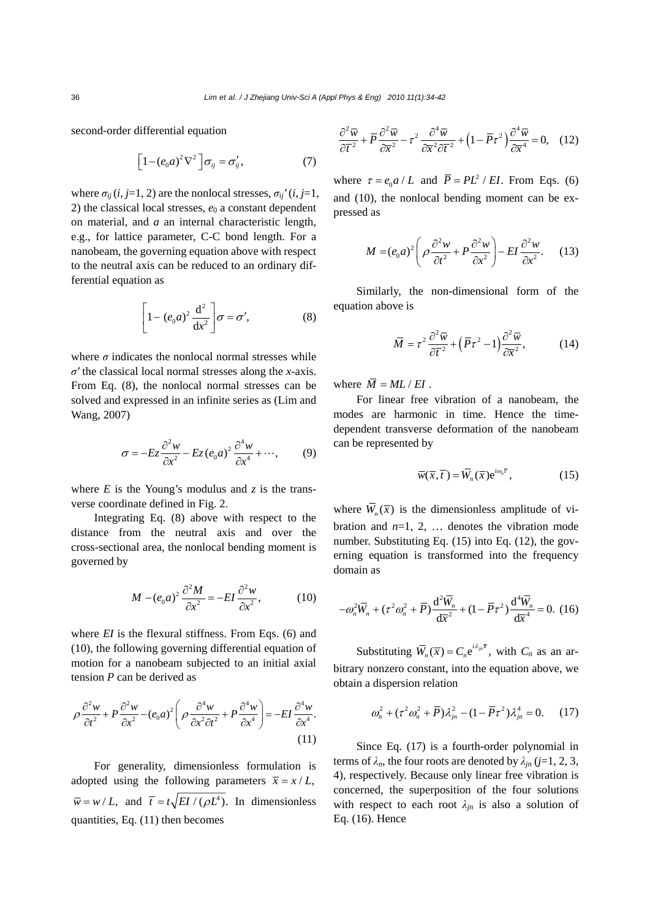second-order differential equation

$$\left[1-(e_0a)^2\nabla^2\right]\sigma_{ij}=\sigma'_{ij}, \tag{7}$$

where $\sigma_{ij}$ ($i, j$=1, 2) are the nonlocal stresses, $\sigma_{ij}'$ ($i, j$=1, 2) the classical local stresses, $e_0$ a constant dependent on material, and $a$ an internal characteristic length, e.g., for lattice parameter, C-C bond length. For a nanobeam, the governing equation above with respect to the neutral axis can be reduced to an ordinary differential equation as

$$\left[1-(e_0a)^2\frac{\mathrm{d}^2}{\mathrm{d}x^2}\right]\sigma=\sigma', \tag{8}$$

where $\sigma$ indicates the nonlocal normal stresses while $\sigma'$ the classical local normal stresses along the $x$-axis. From Eq. (8), the nonlocal normal stresses can be solved and expressed in an infinite series as (Lim and Wang, 2007)

$$\sigma=-Ez\frac{\partial^2 w}{\partial x^2}-Ez(e_0a)^2\frac{\partial^4 w}{\partial x^4}+\cdots, \tag{9}$$

where $E$ is the Young's modulus and $z$ is the transverse coordinate defined in Fig. 2.

Integrating Eq. (8) above with respect to the distance from the neutral axis and over the cross-sectional area, the nonlocal bending moment is governed by

$$M-(e_0a)^2\frac{\partial^2 M}{\partial x^2}=-EI\frac{\partial^2 w}{\partial x^2}, \tag{10}$$

where $EI$ is the flexural stiffness. From Eqs. (6) and (10), the following governing differential equation of motion for a nanobeam subjected to an initial axial tension $P$ can be derived as

$$\rho\frac{\partial^2 w}{\partial t^2}+P\frac{\partial^2 w}{\partial x^2}-(e_0a)^2\left(\rho\frac{\partial^4 w}{\partial x^2\partial t^2}+P\frac{\partial^4 w}{\partial x^4}\right)=-EI\frac{\partial^4 w}{\partial x^4}. \tag{11}$$

For generality, dimensionless formulation is adopted using the following parameters $\overline{x}=x/L$, $\overline{w}=w/L$, and $\overline{t}=t\sqrt{EI/(\rho L^4)}$. In dimensionless quantities, Eq. (11) then becomes

$$\frac{\partial^2\overline{w}}{\partial\overline{t}^2}+\overline{P}\frac{\partial^2\overline{w}}{\partial\overline{x}^2}-\tau^2\frac{\partial^4\overline{w}}{\partial\overline{x}^2\partial\overline{t}^2}+\left(1-\overline{P}\tau^2\right)\frac{\partial^4\overline{w}}{\partial\overline{x}^4}=0, \tag{12}$$

where $\tau=e_0a/L$ and $\overline{P}=PL^2/EI$. From Eqs. (6) and (10), the nonlocal bending moment can be expressed as

$$M=(e_0a)^2\left(\rho\frac{\partial^2 w}{\partial t^2}+P\frac{\partial^2 w}{\partial x^2}\right)-EI\frac{\partial^2 w}{\partial x^2}. \tag{13}$$

Similarly, the non-dimensional form of the equation above is

$$\overline{M}=\tau^2\frac{\partial^2\overline{w}}{\partial\overline{t}^2}+\left(\overline{P}\tau^2-1\right)\frac{\partial^2\overline{w}}{\partial\overline{x}^2}, \tag{14}$$

where $\overline{M}=ML/EI$.

For linear free vibration of a nanobeam, the modes are harmonic in time. Hence the time-dependent transverse deformation of the nanobeam can be represented by

$$\overline{w}(\overline{x},\overline{t})=\overline{W}_n(\overline{x})\mathrm{e}^{i\omega_n\overline{t}}, \tag{15}$$

where $\overline{W}_n(\overline{x})$ is the dimensionless amplitude of vibration and $n$=1, 2, … denotes the vibration mode number. Substituting Eq. (15) into Eq. (12), the governing equation is transformed into the frequency domain as

$$-\omega_n^2\overline{W}_n+(\tau^2\omega_n^2+\overline{P})\frac{\mathrm{d}^2\overline{W}_n}{\mathrm{d}\overline{x}^2}+(1-\overline{P}\tau^2)\frac{\mathrm{d}^4\overline{W}_n}{\mathrm{d}\overline{x}^4}=0. \tag{16}$$

Substituting $\overline{W}_n(\overline{x})=C_n\mathrm{e}^{i\lambda_{jn}\overline{x}}$, with $C_n$ as an arbitrary nonzero constant, into the equation above, we obtain a dispersion relation

$$\omega_n^2+(\tau^2\omega_n^2+\overline{P})\lambda_{jn}^2-(1-\overline{P}\tau^2)\lambda_{jn}^4=0. \tag{17}$$

Since Eq. (17) is a fourth-order polynomial in terms of $\lambda_n$, the four roots are denoted by $\lambda_{jn}$ ($j$=1, 2, 3, 4), respectively. Because only linear free vibration is concerned, the superposition of the four solutions with respect to each root $\lambda_{jn}$ is also a solution of Eq. (16). Hence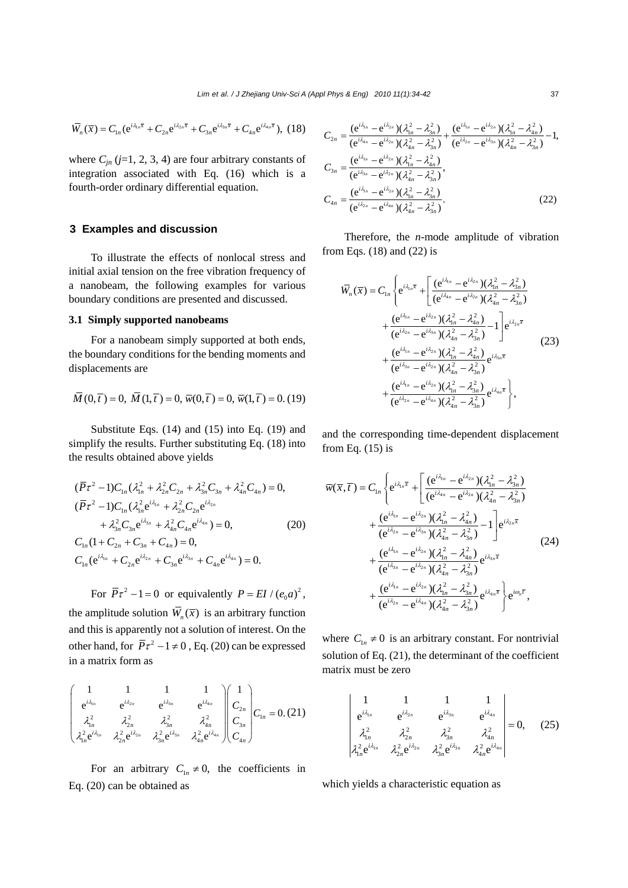$$\overline{W}_n(\overline{x}) = C_{1n}(\mathrm{e}^{i\lambda_{1n}\overline{x}} + C_{2n}\mathrm{e}^{i\lambda_{2n}\overline{x}} + C_{3n}\mathrm{e}^{i\lambda_{3n}\overline{x}} + C_{4n}\mathrm{e}^{i\lambda_{4n}\overline{x}}), \quad (18)$$

where $C_{jn}$ ($j$=1, 2, 3, 4) are four arbitrary constants of integration associated with Eq. (16) which is a fourth-order ordinary differential equation.

## 3 Examples and discussion

To illustrate the effects of nonlocal stress and initial axial tension on the free vibration frequency of a nanobeam, the following examples for various boundary conditions are presented and discussed.

### 3.1 Simply supported nanobeams

For a nanobeam simply supported at both ends, the boundary conditions for the bending moments and displacements are

$$\overline{M}(0,\overline{t}) = 0,\ \overline{M}(1,\overline{t}) = 0,\ \overline{w}(0,\overline{t}) = 0,\ \overline{w}(1,\overline{t}) = 0. \quad (19)$$

Substitute Eqs. (14) and (15) into Eq. (19) and simplify the results. Further substituting Eq. (18) into the results obtained above yields

$$\begin{aligned}
&(\overline{P}\tau^2 - 1)C_{1n}(\lambda_{1n}^2 + \lambda_{2n}^2 C_{2n} + \lambda_{3n}^2 C_{3n} + \lambda_{4n}^2 C_{4n}) = 0,\\
&(\overline{P}\tau^2 - 1)C_{1n}(\lambda_{1n}^2 \mathrm{e}^{i\lambda_{1n}} + \lambda_{2n}^2 C_{2n}\mathrm{e}^{i\lambda_{2n}}\\
&\qquad + \lambda_{3n}^2 C_{3n}\mathrm{e}^{i\lambda_{3n}} + \lambda_{4n}^2 C_{4n}\mathrm{e}^{i\lambda_{4n}}) = 0, \qquad (20)\\
&C_{1n}(1 + C_{2n} + C_{3n} + C_{4n}) = 0,\\
&C_{1n}(\mathrm{e}^{i\lambda_{1n}} + C_{2n}\mathrm{e}^{i\lambda_{2n}} + C_{3n}\mathrm{e}^{i\lambda_{3n}} + C_{4n}\mathrm{e}^{i\lambda_{4n}}) = 0.
\end{aligned}$$

For $\overline{P}\tau^2 - 1 = 0$ or equivalently $P = EI/(e_0 a)^2$, the amplitude solution $\overline{W}_n(\overline{x})$ is an arbitrary function and this is apparently not a solution of interest. On the other hand, for $\overline{P}\tau^2 - 1 \neq 0$, Eq. (20) can be expressed in a matrix form as

$$\begin{pmatrix}
1 & 1 & 1 & 1\\
\mathrm{e}^{i\lambda_{1n}} & \mathrm{e}^{i\lambda_{2n}} & \mathrm{e}^{i\lambda_{3n}} & \mathrm{e}^{i\lambda_{4n}}\\
\lambda_{1n}^2 & \lambda_{2n}^2 & \lambda_{3n}^2 & \lambda_{4n}^2\\
\lambda_{1n}^2\mathrm{e}^{i\lambda_{1n}} & \lambda_{2n}^2\mathrm{e}^{i\lambda_{2n}} & \lambda_{3n}^2\mathrm{e}^{i\lambda_{3n}} & \lambda_{4n}^2\mathrm{e}^{i\lambda_{4n}}
\end{pmatrix}
\begin{pmatrix} 1 \\ C_{2n} \\ C_{3n} \\ C_{4n} \end{pmatrix} C_{1n} = 0. \quad (21)$$

For an arbitrary $C_{1n} \neq 0$, the coefficients in Eq. (20) can be obtained as

$$\begin{aligned}
C_{2n} &= \frac{(\mathrm{e}^{i\lambda_{1n}} - \mathrm{e}^{i\lambda_{2n}})(\lambda_{1n}^2 - \lambda_{3n}^2)}{(\mathrm{e}^{i\lambda_{4n}} - \mathrm{e}^{i\lambda_{2n}})(\lambda_{4n}^2 - \lambda_{3n}^2)} + \frac{(\mathrm{e}^{i\lambda_{1n}} - \mathrm{e}^{i\lambda_{2n}})(\lambda_{1n}^2 - \lambda_{4n}^2)}{(\mathrm{e}^{i\lambda_{2n}} - \mathrm{e}^{i\lambda_{3n}})(\lambda_{4n}^2 - \lambda_{3n}^2)} - 1,\\
C_{3n} &= \frac{(\mathrm{e}^{i\lambda_{1n}} - \mathrm{e}^{i\lambda_{2n}})(\lambda_{1n}^2 - \lambda_{4n}^2)}{(\mathrm{e}^{i\lambda_{3n}} - \mathrm{e}^{i\lambda_{2n}})(\lambda_{4n}^2 - \lambda_{3n}^2)},\\
C_{4n} &= \frac{(\mathrm{e}^{i\lambda_{1n}} - \mathrm{e}^{i\lambda_{2n}})(\lambda_{1n}^2 - \lambda_{3n}^2)}{(\mathrm{e}^{i\lambda_{2n}} - \mathrm{e}^{i\lambda_{4n}})(\lambda_{4n}^2 - \lambda_{3n}^2)}.
\end{aligned} \quad (22)$$

Therefore, the $n$-mode amplitude of vibration from Eqs. (18) and (22) is

$$\begin{aligned}
\overline{W}_n(\overline{x}) = C_{1n}\Bigg\{ &\mathrm{e}^{i\lambda_{1n}\overline{x}} + \Bigg[\frac{(\mathrm{e}^{i\lambda_{1n}} - \mathrm{e}^{i\lambda_{2n}})(\lambda_{1n}^2 - \lambda_{3n}^2)}{(\mathrm{e}^{i\lambda_{4n}} - \mathrm{e}^{i\lambda_{2n}})(\lambda_{4n}^2 - \lambda_{3n}^2)}\\
&+ \frac{(\mathrm{e}^{i\lambda_{1n}} - \mathrm{e}^{i\lambda_{2n}})(\lambda_{1n}^2 - \lambda_{4n}^2)}{(\mathrm{e}^{i\lambda_{2n}} - \mathrm{e}^{i\lambda_{3n}})(\lambda_{4n}^2 - \lambda_{3n}^2)} - 1\Bigg]\mathrm{e}^{i\lambda_{2n}\overline{x}}\\
&+ \frac{(\mathrm{e}^{i\lambda_{1n}} - \mathrm{e}^{i\lambda_{2n}})(\lambda_{1n}^2 - \lambda_{4n}^2)}{(\mathrm{e}^{i\lambda_{3n}} - \mathrm{e}^{i\lambda_{2n}})(\lambda_{4n}^2 - \lambda_{3n}^2)}\mathrm{e}^{i\lambda_{3n}\overline{x}}\\
&+ \frac{(\mathrm{e}^{i\lambda_{1n}} - \mathrm{e}^{i\lambda_{2n}})(\lambda_{1n}^2 - \lambda_{3n}^2)}{(\mathrm{e}^{i\lambda_{2n}} - \mathrm{e}^{i\lambda_{4n}})(\lambda_{4n}^2 - \lambda_{3n}^2)}\mathrm{e}^{i\lambda_{4n}\overline{x}}\Bigg\},
\end{aligned} \quad (23)$$

and the corresponding time-dependent displacement from Eq. (15) is

$$\begin{aligned}
\overline{w}(\overline{x},\overline{t}) = C_{1n}\Bigg\{ &\mathrm{e}^{i\lambda_{1n}\overline{x}} + \Bigg[\frac{(\mathrm{e}^{i\lambda_{1n}} - \mathrm{e}^{i\lambda_{2n}})(\lambda_{1n}^2 - \lambda_{3n}^2)}{(\mathrm{e}^{i\lambda_{4n}} - \mathrm{e}^{i\lambda_{2n}})(\lambda_{4n}^2 - \lambda_{3n}^2)}\\
&+ \frac{(\mathrm{e}^{i\lambda_{1n}} - \mathrm{e}^{i\lambda_{2n}})(\lambda_{1n}^2 - \lambda_{4n}^2)}{(\mathrm{e}^{i\lambda_{2n}} - \mathrm{e}^{i\lambda_{3n}})(\lambda_{4n}^2 - \lambda_{3n}^2)} - 1\Bigg]\mathrm{e}^{i\lambda_{2n}\overline{x}}\\
&+ \frac{(\mathrm{e}^{i\lambda_{1n}} - \mathrm{e}^{i\lambda_{2n}})(\lambda_{1n}^2 - \lambda_{4n}^2)}{(\mathrm{e}^{i\lambda_{3n}} - \mathrm{e}^{i\lambda_{2n}})(\lambda_{4n}^2 - \lambda_{3n}^2)}\mathrm{e}^{i\lambda_{3n}\overline{x}}\\
&+ \frac{(\mathrm{e}^{i\lambda_{1n}} - \mathrm{e}^{i\lambda_{2n}})(\lambda_{1n}^2 - \lambda_{3n}^2)}{(\mathrm{e}^{i\lambda_{2n}} - \mathrm{e}^{i\lambda_{4n}})(\lambda_{4n}^2 - \lambda_{3n}^2)}\mathrm{e}^{i\lambda_{4n}\overline{x}}\Bigg\}\mathrm{e}^{i\omega_n\overline{t}},
\end{aligned} \quad (24)$$

where $C_{1n} \neq 0$ is an arbitrary constant. For nontrivial solution of Eq. (21), the determinant of the coefficient matrix must be zero

$$\begin{vmatrix}
1 & 1 & 1 & 1\\
\mathrm{e}^{i\lambda_{1n}} & \mathrm{e}^{i\lambda_{2n}} & \mathrm{e}^{i\lambda_{3n}} & \mathrm{e}^{i\lambda_{4n}}\\
\lambda_{1n}^2 & \lambda_{2n}^2 & \lambda_{3n}^2 & \lambda_{4n}^2\\
\lambda_{1n}^2\mathrm{e}^{i\lambda_{1n}} & \lambda_{2n}^2\mathrm{e}^{i\lambda_{2n}} & \lambda_{3n}^2\mathrm{e}^{i\lambda_{3n}} & \lambda_{4n}^2\mathrm{e}^{i\lambda_{4n}}
\end{vmatrix} = 0, \quad (25)$$

which yields a characteristic equation as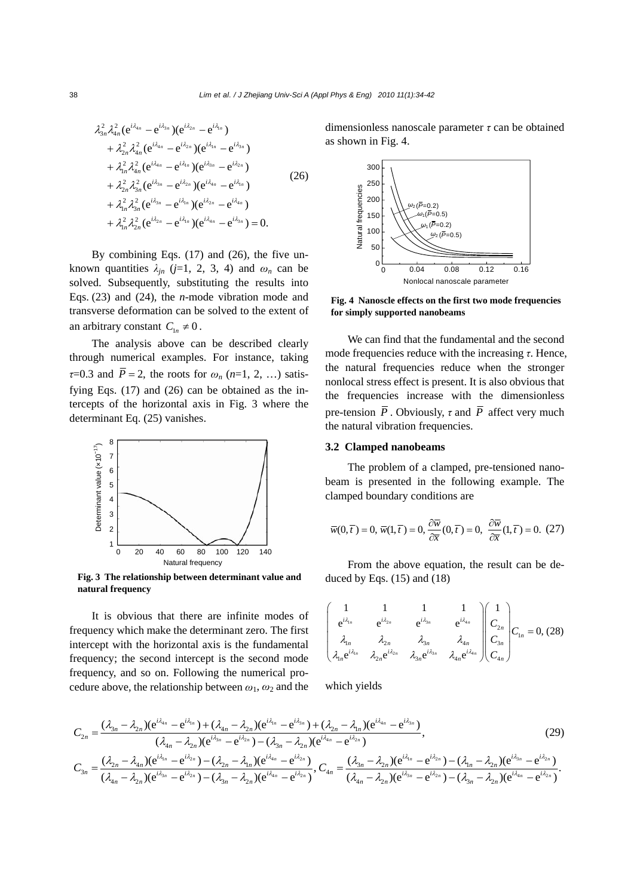$$
\begin{aligned}
&\lambda_{3n}^2\lambda_{4n}^2(\mathrm{e}^{i\lambda_{4n}}-\mathrm{e}^{i\lambda_{3n}})(\mathrm{e}^{i\lambda_{2n}}-\mathrm{e}^{i\lambda_{1n}})\\
&+\lambda_{2n}^2\lambda_{4n}^2(\mathrm{e}^{i\lambda_{4n}}-\mathrm{e}^{i\lambda_{2n}})(\mathrm{e}^{i\lambda_{1n}}-\mathrm{e}^{i\lambda_{3n}})\\
&+\lambda_{1n}^2\lambda_{4n}^2(\mathrm{e}^{i\lambda_{4n}}-\mathrm{e}^{i\lambda_{1n}})(\mathrm{e}^{i\lambda_{3n}}-\mathrm{e}^{i\lambda_{2n}})\\
&+\lambda_{2n}^2\lambda_{3n}^2(\mathrm{e}^{i\lambda_{3n}}-\mathrm{e}^{i\lambda_{2n}})(\mathrm{e}^{i\lambda_{4n}}-\mathrm{e}^{i\lambda_{1n}})\\
&+\lambda_{1n}^2\lambda_{3n}^2(\mathrm{e}^{i\lambda_{3n}}-\mathrm{e}^{i\lambda_{1n}})(\mathrm{e}^{i\lambda_{2n}}-\mathrm{e}^{i\lambda_{4n}})\\
&+\lambda_{1n}^2\lambda_{2n}^2(\mathrm{e}^{i\lambda_{2n}}-\mathrm{e}^{i\lambda_{1n}})(\mathrm{e}^{i\lambda_{4n}}-\mathrm{e}^{i\lambda_{3n}})=0.
\end{aligned}
\tag{26}
$$

By combining Eqs. (17) and (26), the five unknown quantities $\lambda_{jn}$ ($j$=1, 2, 3, 4) and $\omega_n$ can be solved. Subsequently, substituting the results into Eqs. (23) and (24), the $n$-mode vibration mode and transverse deformation can be solved to the extent of an arbitrary constant $C_{1n}\neq 0$.

The analysis above can be described clearly through numerical examples. For instance, taking $\tau$=0.3 and $\overline{P}=2$, the roots for $\omega_n$ ($n$=1, 2, …) satisfying Eqs. (17) and (26) can be obtained as the intercepts of the horizontal axis in Fig. 3 where the determinant Eq. (25) vanishes.

**Fig. 3 The relationship between determinant value and natural frequency**

It is obvious that there are infinite modes of frequency which make the determinant zero. The first intercept with the horizontal axis is the fundamental frequency; the second intercept is the second mode frequency, and so on. Following the numerical procedure above, the relationship between $\omega_1$, $\omega_2$ and the dimensionless nanoscale parameter $\tau$ can be obtained as shown in Fig. 4.

**Fig. 4 Nanoscle effects on the first two mode frequencies for simply supported nanobeams**

We can find that the fundamental and the second mode frequencies reduce with the increasing $\tau$. Hence, the natural frequencies reduce when the stronger nonlocal stress effect is present. It is also obvious that the frequencies increase with the dimensionless pre-tension $\overline{P}$. Obviously, $\tau$ and $\overline{P}$ affect very much the natural vibration frequencies.

### 3.2 Clamped nanobeams

The problem of a clamped, pre-tensioned nanobeam is presented in the following example. The clamped boundary conditions are

$$
\overline{w}(0,\overline{t})=0,\ \overline{w}(1,\overline{t})=0,\ \frac{\partial\overline{w}}{\partial\overline{x}}(0,\overline{t})=0,\ \frac{\partial\overline{w}}{\partial\overline{x}}(1,\overline{t})=0. \tag{27}
$$

From the above equation, the result can be deduced by Eqs. (15) and (18)

$$
\begin{pmatrix}
1 & 1 & 1 & 1\\
\mathrm{e}^{i\lambda_{1n}} & \mathrm{e}^{i\lambda_{2n}} & \mathrm{e}^{i\lambda_{3n}} & \mathrm{e}^{i\lambda_{4n}}\\
\lambda_{1n} & \lambda_{2n} & \lambda_{3n} & \lambda_{4n}\\
\lambda_{1n}\mathrm{e}^{i\lambda_{1n}} & \lambda_{2n}\mathrm{e}^{i\lambda_{2n}} & \lambda_{3n}\mathrm{e}^{i\lambda_{3n}} & \lambda_{4n}\mathrm{e}^{i\lambda_{4n}}
\end{pmatrix}
\begin{pmatrix}1\\ C_{2n}\\ C_{3n}\\ C_{4n}\end{pmatrix}C_{1n}=0, \tag{28}
$$

which yields

$$
C_{2n}=\frac{(\lambda_{3n}-\lambda_{2n})(\mathrm{e}^{i\lambda_{4n}}-\mathrm{e}^{i\lambda_{1n}})+(\lambda_{4n}-\lambda_{2n})(\mathrm{e}^{i\lambda_{1n}}-\mathrm{e}^{i\lambda_{3n}})+(\lambda_{2n}-\lambda_{1n})(\mathrm{e}^{i\lambda_{4n}}-\mathrm{e}^{i\lambda_{3n}})}{(\lambda_{4n}-\lambda_{2n})(\mathrm{e}^{i\lambda_{3n}}-\mathrm{e}^{i\lambda_{2n}})-(\lambda_{3n}-\lambda_{2n})(\mathrm{e}^{i\lambda_{4n}}-\mathrm{e}^{i\lambda_{2n}})}, \tag{29}
$$

$$
C_{3n}=\frac{(\lambda_{2n}-\lambda_{4n})(\mathrm{e}^{i\lambda_{1n}}-\mathrm{e}^{i\lambda_{2n}})-(\lambda_{2n}-\lambda_{1n})(\mathrm{e}^{i\lambda_{4n}}-\mathrm{e}^{i\lambda_{2n}})}{(\lambda_{4n}-\lambda_{2n})(\mathrm{e}^{i\lambda_{3n}}-\mathrm{e}^{i\lambda_{2n}})-(\lambda_{3n}-\lambda_{2n})(\mathrm{e}^{i\lambda_{4n}}-\mathrm{e}^{i\lambda_{2n}})},\ C_{4n}=\frac{(\lambda_{3n}-\lambda_{2n})(\mathrm{e}^{i\lambda_{1n}}-\mathrm{e}^{i\lambda_{2n}})-(\lambda_{1n}-\lambda_{2n})(\mathrm{e}^{i\lambda_{3n}}-\mathrm{e}^{i\lambda_{2n}})}{(\lambda_{4n}-\lambda_{2n})(\mathrm{e}^{i\lambda_{3n}}-\mathrm{e}^{i\lambda_{2n}})-(\lambda_{3n}-\lambda_{2n})(\mathrm{e}^{i\lambda_{4n}}-\mathrm{e}^{i\lambda_{2n}})}.
$$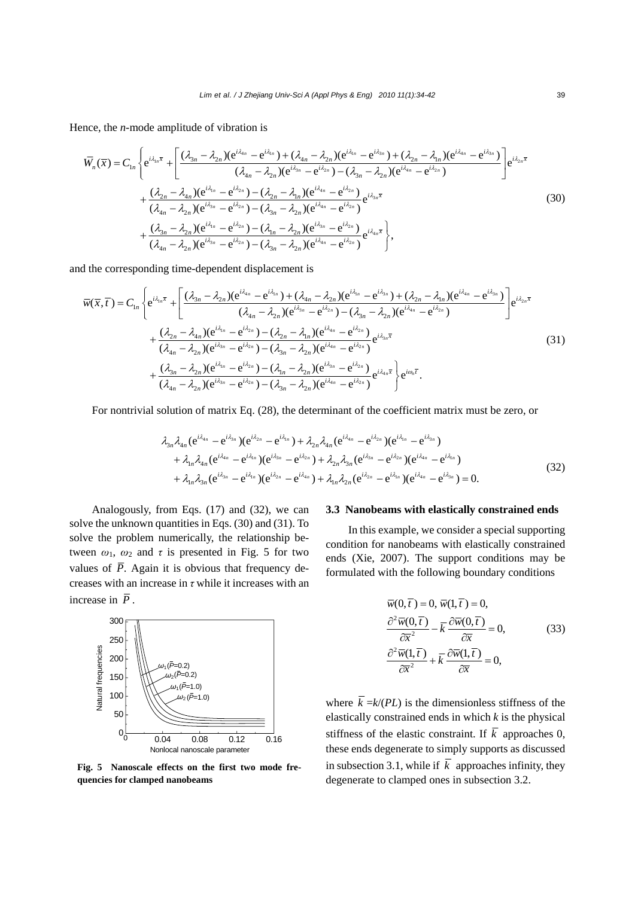Hence, the $n$-mode amplitude of vibration is

$$
\begin{aligned}
\overline{W}_n(\overline{x}) = C_{1n} \Bigg\{ & \mathrm{e}^{i\lambda_{1n}\overline{x}} + \left[ \frac{(\lambda_{3n}-\lambda_{2n})(\mathrm{e}^{i\lambda_{4n}}-\mathrm{e}^{i\lambda_{1n}}) + (\lambda_{4n}-\lambda_{2n})(\mathrm{e}^{i\lambda_{1n}}-\mathrm{e}^{i\lambda_{3n}}) + (\lambda_{2n}-\lambda_{1n})(\mathrm{e}^{i\lambda_{4n}}-\mathrm{e}^{i\lambda_{3n}})}{(\lambda_{4n}-\lambda_{2n})(\mathrm{e}^{i\lambda_{3n}}-\mathrm{e}^{i\lambda_{2n}}) - (\lambda_{3n}-\lambda_{2n})(\mathrm{e}^{i\lambda_{4n}}-\mathrm{e}^{i\lambda_{2n}})} \right] \mathrm{e}^{i\lambda_{2n}\overline{x}} \\
& + \frac{(\lambda_{2n}-\lambda_{4n})(\mathrm{e}^{i\lambda_{1n}}-\mathrm{e}^{i\lambda_{2n}}) - (\lambda_{2n}-\lambda_{1n})(\mathrm{e}^{i\lambda_{4n}}-\mathrm{e}^{i\lambda_{2n}})}{(\lambda_{4n}-\lambda_{2n})(\mathrm{e}^{i\lambda_{3n}}-\mathrm{e}^{i\lambda_{2n}}) - (\lambda_{3n}-\lambda_{2n})(\mathrm{e}^{i\lambda_{4n}}-\mathrm{e}^{i\lambda_{2n}})} \mathrm{e}^{i\lambda_{3n}\overline{x}} \\
& + \frac{(\lambda_{3n}-\lambda_{2n})(\mathrm{e}^{i\lambda_{1n}}-\mathrm{e}^{i\lambda_{2n}}) - (\lambda_{1n}-\lambda_{2n})(\mathrm{e}^{i\lambda_{3n}}-\mathrm{e}^{i\lambda_{2n}})}{(\lambda_{4n}-\lambda_{2n})(\mathrm{e}^{i\lambda_{3n}}-\mathrm{e}^{i\lambda_{2n}}) - (\lambda_{3n}-\lambda_{2n})(\mathrm{e}^{i\lambda_{4n}}-\mathrm{e}^{i\lambda_{2n}})} \mathrm{e}^{i\lambda_{4n}\overline{x}} \Bigg\},
\end{aligned}
\tag{30}
$$

and the corresponding time-dependent displacement is

$$
\begin{aligned}
\overline{w}(\overline{x},\overline{t}) = C_{1n} \Bigg\{ & \mathrm{e}^{i\lambda_{1n}\overline{x}} + \left[ \frac{(\lambda_{3n}-\lambda_{2n})(\mathrm{e}^{i\lambda_{4n}}-\mathrm{e}^{i\lambda_{1n}}) + (\lambda_{4n}-\lambda_{2n})(\mathrm{e}^{i\lambda_{1n}}-\mathrm{e}^{i\lambda_{3n}}) + (\lambda_{2n}-\lambda_{1n})(\mathrm{e}^{i\lambda_{4n}}-\mathrm{e}^{i\lambda_{3n}})}{(\lambda_{4n}-\lambda_{2n})(\mathrm{e}^{i\lambda_{3n}}-\mathrm{e}^{i\lambda_{2n}}) - (\lambda_{3n}-\lambda_{2n})(\mathrm{e}^{i\lambda_{4n}}-\mathrm{e}^{i\lambda_{2n}})} \right] \mathrm{e}^{i\lambda_{2n}\overline{x}} \\
& + \frac{(\lambda_{2n}-\lambda_{4n})(\mathrm{e}^{i\lambda_{1n}}-\mathrm{e}^{i\lambda_{2n}}) - (\lambda_{2n}-\lambda_{1n})(\mathrm{e}^{i\lambda_{4n}}-\mathrm{e}^{i\lambda_{2n}})}{(\lambda_{4n}-\lambda_{2n})(\mathrm{e}^{i\lambda_{3n}}-\mathrm{e}^{i\lambda_{2n}}) - (\lambda_{3n}-\lambda_{2n})(\mathrm{e}^{i\lambda_{4n}}-\mathrm{e}^{i\lambda_{2n}})} \mathrm{e}^{i\lambda_{3n}\overline{x}} \\
& + \frac{(\lambda_{3n}-\lambda_{2n})(\mathrm{e}^{i\lambda_{1n}}-\mathrm{e}^{i\lambda_{2n}}) - (\lambda_{1n}-\lambda_{2n})(\mathrm{e}^{i\lambda_{3n}}-\mathrm{e}^{i\lambda_{2n}})}{(\lambda_{4n}-\lambda_{2n})(\mathrm{e}^{i\lambda_{3n}}-\mathrm{e}^{i\lambda_{2n}}) - (\lambda_{3n}-\lambda_{2n})(\mathrm{e}^{i\lambda_{4n}}-\mathrm{e}^{i\lambda_{2n}})} \mathrm{e}^{i\lambda_{4n}\overline{x}} \Bigg\} \mathrm{e}^{i\omega_n\overline{t}}.
\end{aligned}
\tag{31}
$$

For nontrivial solution of matrix Eq. (28), the determinant of the coefficient matrix must be zero, or

$$
\begin{aligned}
& \lambda_{3n}\lambda_{4n}(\mathrm{e}^{i\lambda_{4n}}-\mathrm{e}^{i\lambda_{3n}})(\mathrm{e}^{i\lambda_{2n}}-\mathrm{e}^{i\lambda_{1n}}) + \lambda_{2n}\lambda_{4n}(\mathrm{e}^{i\lambda_{4n}}-\mathrm{e}^{i\lambda_{2n}})(\mathrm{e}^{i\lambda_{1n}}-\mathrm{e}^{i\lambda_{3n}}) \\
& + \lambda_{1n}\lambda_{4n}(\mathrm{e}^{i\lambda_{4n}}-\mathrm{e}^{i\lambda_{1n}})(\mathrm{e}^{i\lambda_{3n}}-\mathrm{e}^{i\lambda_{2n}}) + \lambda_{2n}\lambda_{3n}(\mathrm{e}^{i\lambda_{3n}}-\mathrm{e}^{i\lambda_{2n}})(\mathrm{e}^{i\lambda_{4n}}-\mathrm{e}^{i\lambda_{1n}}) \\
& + \lambda_{1n}\lambda_{3n}(\mathrm{e}^{i\lambda_{3n}}-\mathrm{e}^{i\lambda_{1n}})(\mathrm{e}^{i\lambda_{2n}}-\mathrm{e}^{i\lambda_{4n}}) + \lambda_{1n}\lambda_{2n}(\mathrm{e}^{i\lambda_{2n}}-\mathrm{e}^{i\lambda_{1n}})(\mathrm{e}^{i\lambda_{4n}}-\mathrm{e}^{i\lambda_{3n}}) = 0.
\end{aligned}
\tag{32}
$$

Analogously, from Eqs. (17) and (32), we can solve the unknown quantities in Eqs. (30) and (31). To solve the problem numerically, the relationship between $\omega_1$, $\omega_2$ and $\tau$ is presented in Fig. 5 for two values of $\overline{P}$. Again it is obvious that frequency decreases with an increase in $\tau$ while it increases with an increase in $\overline{P}$.

**Fig. 5 Nanoscale effects on the first two mode frequencies for clamped nanobeams**

### 3.3 Nanobeams with elastically constrained ends

In this example, we consider a special supporting condition for nanobeams with elastically constrained ends (Xie, 2007). The support conditions may be formulated with the following boundary conditions

$$
\begin{aligned}
& \overline{w}(0,\overline{t}) = 0,\ \overline{w}(1,\overline{t}) = 0, \\
& \frac{\partial^2 \overline{w}(0,\overline{t})}{\partial \overline{x}^2} - \overline{k}\,\frac{\partial \overline{w}(0,\overline{t})}{\partial \overline{x}} = 0, \\
& \frac{\partial^2 \overline{w}(1,\overline{t})}{\partial \overline{x}^2} + \overline{k}\,\frac{\partial \overline{w}(1,\overline{t})}{\partial \overline{x}} = 0,
\end{aligned}
\tag{33}
$$

where $\overline{k} = k/(PL)$ is the dimensionless stiffness of the elastically constrained ends in which $k$ is the physical stiffness of the elastic constraint. If $\overline{k}$ approaches 0, these ends degenerate to simply supports as discussed in subsection 3.1, while if $\overline{k}$ approaches infinity, they degenerate to clamped ones in subsection 3.2.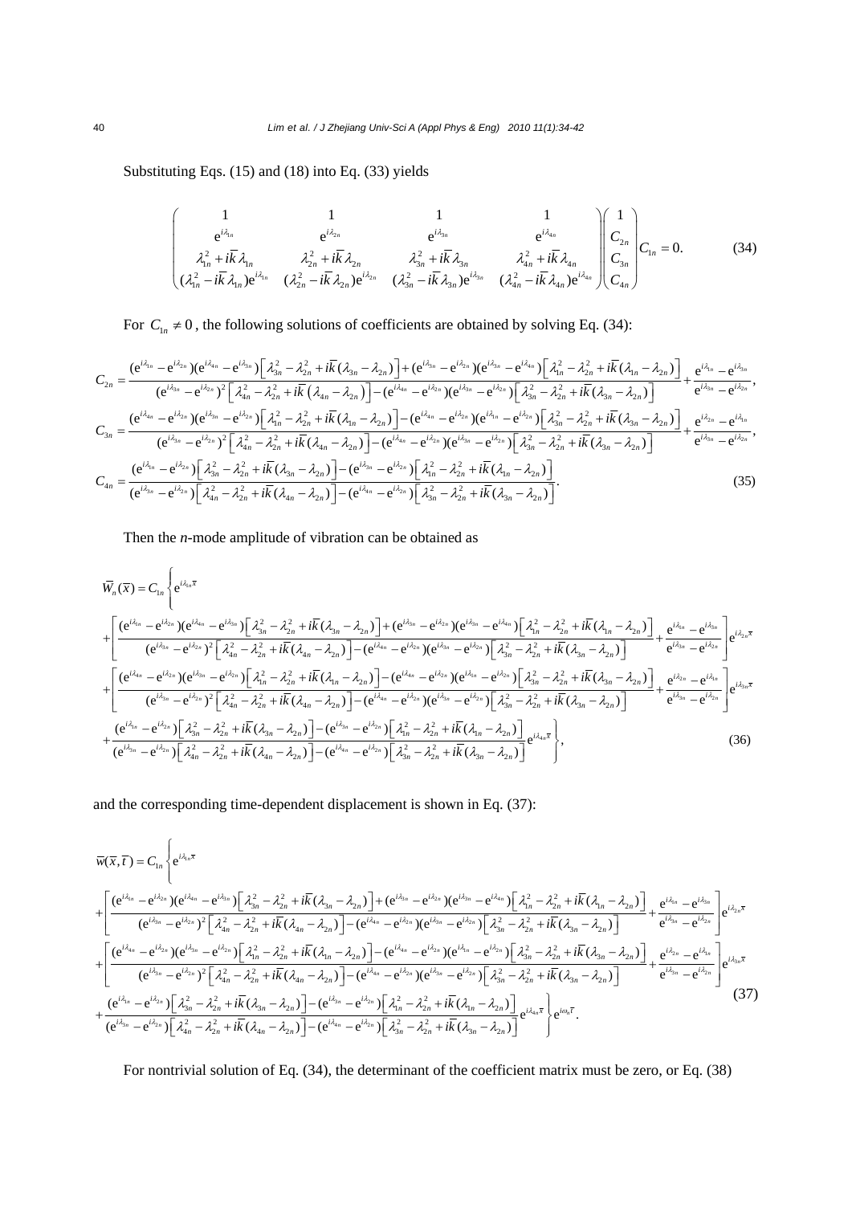Substituting Eqs. (15) and (18) into Eq. (33) yields

$$
\begin{pmatrix}
1 & 1 & 1 & 1 \\
e^{i\lambda_{1n}} & e^{i\lambda_{2n}} & e^{i\lambda_{3n}} & e^{i\lambda_{4n}} \\
\lambda_{1n}^2 + i\bar{k}\lambda_{1n} & \lambda_{2n}^2 + i\bar{k}\lambda_{2n} & \lambda_{3n}^2 + i\bar{k}\lambda_{3n} & \lambda_{4n}^2 + i\bar{k}\lambda_{4n} \\
(\lambda_{1n}^2 - i\bar{k}\lambda_{1n})e^{i\lambda_{1n}} & (\lambda_{2n}^2 - i\bar{k}\lambda_{2n})e^{i\lambda_{2n}} & (\lambda_{3n}^2 - i\bar{k}\lambda_{3n})e^{i\lambda_{3n}} & (\lambda_{4n}^2 - i\bar{k}\lambda_{4n})e^{i\lambda_{4n}}
\end{pmatrix}
\begin{pmatrix} 1 \\ C_{2n} \\ C_{3n} \\ C_{4n} \end{pmatrix} C_{1n} = 0. \tag{34}
$$

For $C_{1n} \neq 0$, the following solutions of coefficients are obtained by solving Eq. (34):

$$
\begin{aligned}
C_{2n} &= \frac{(e^{i\lambda_{1n}} - e^{i\lambda_{2n}})(e^{i\lambda_{4n}} - e^{i\lambda_{3n}})\left[\lambda_{3n}^2 - \lambda_{2n}^2 + i\bar{k}(\lambda_{3n} - \lambda_{2n})\right] + (e^{i\lambda_{3n}} - e^{i\lambda_{2n}})(e^{i\lambda_{3n}} - e^{i\lambda_{4n}})\left[\lambda_{1n}^2 - \lambda_{2n}^2 + i\bar{k}(\lambda_{1n} - \lambda_{2n})\right]}{(e^{i\lambda_{3n}} - e^{i\lambda_{2n}})^2\left[\lambda_{4n}^2 - \lambda_{2n}^2 + i\bar{k}(\lambda_{4n} - \lambda_{2n})\right] - (e^{i\lambda_{4n}} - e^{i\lambda_{2n}})(e^{i\lambda_{3n}} - e^{i\lambda_{2n}})\left[\lambda_{3n}^2 - \lambda_{2n}^2 + i\bar{k}(\lambda_{3n} - \lambda_{2n})\right]} + \frac{e^{i\lambda_{1n}} - e^{i\lambda_{3n}}}{e^{i\lambda_{3n}} - e^{i\lambda_{2n}}}, \\
C_{3n} &= \frac{(e^{i\lambda_{4n}} - e^{i\lambda_{2n}})(e^{i\lambda_{3n}} - e^{i\lambda_{2n}})\left[\lambda_{1n}^2 - \lambda_{2n}^2 + i\bar{k}(\lambda_{1n} - \lambda_{2n})\right] - (e^{i\lambda_{4n}} - e^{i\lambda_{2n}})(e^{i\lambda_{1n}} - e^{i\lambda_{2n}})\left[\lambda_{3n}^2 - \lambda_{2n}^2 + i\bar{k}(\lambda_{3n} - \lambda_{2n})\right]}{(e^{i\lambda_{3n}} - e^{i\lambda_{2n}})^2\left[\lambda_{4n}^2 - \lambda_{2n}^2 + i\bar{k}(\lambda_{4n} - \lambda_{2n})\right] - (e^{i\lambda_{4n}} - e^{i\lambda_{2n}})(e^{i\lambda_{3n}} - e^{i\lambda_{2n}})\left[\lambda_{3n}^2 - \lambda_{2n}^2 + i\bar{k}(\lambda_{3n} - \lambda_{2n})\right]} + \frac{e^{i\lambda_{2n}} - e^{i\lambda_{1n}}}{e^{i\lambda_{3n}} - e^{i\lambda_{2n}}}, \\
C_{4n} &= \frac{(e^{i\lambda_{1n}} - e^{i\lambda_{2n}})\left[\lambda_{3n}^2 - \lambda_{2n}^2 + i\bar{k}(\lambda_{3n} - \lambda_{2n})\right] - (e^{i\lambda_{3n}} - e^{i\lambda_{2n}})\left[\lambda_{1n}^2 - \lambda_{2n}^2 + i\bar{k}(\lambda_{1n} - \lambda_{2n})\right]}{(e^{i\lambda_{3n}} - e^{i\lambda_{2n}})\left[\lambda_{4n}^2 - \lambda_{2n}^2 + i\bar{k}(\lambda_{4n} - \lambda_{2n})\right] - (e^{i\lambda_{4n}} - e^{i\lambda_{2n}})\left[\lambda_{3n}^2 - \lambda_{2n}^2 + i\bar{k}(\lambda_{3n} - \lambda_{2n})\right]}.
\end{aligned} \tag{35}
$$

Then the *n*-mode amplitude of vibration can be obtained as

$$
\begin{aligned}
\bar{W}_n(\bar{x}) = C_{1n} \Bigg\{ & e^{i\lambda_{1n}\bar{x}} \\
& + \left[ \frac{(e^{i\lambda_{1n}} - e^{i\lambda_{2n}})(e^{i\lambda_{4n}} - e^{i\lambda_{3n}})\left[\lambda_{3n}^2 - \lambda_{2n}^2 + i\bar{k}(\lambda_{3n} - \lambda_{2n})\right] + (e^{i\lambda_{3n}} - e^{i\lambda_{2n}})(e^{i\lambda_{3n}} - e^{i\lambda_{4n}})\left[\lambda_{1n}^2 - \lambda_{2n}^2 + i\bar{k}(\lambda_{1n} - \lambda_{2n})\right]}{(e^{i\lambda_{3n}} - e^{i\lambda_{2n}})^2\left[\lambda_{4n}^2 - \lambda_{2n}^2 + i\bar{k}(\lambda_{4n} - \lambda_{2n})\right] - (e^{i\lambda_{4n}} - e^{i\lambda_{2n}})(e^{i\lambda_{3n}} - e^{i\lambda_{2n}})\left[\lambda_{3n}^2 - \lambda_{2n}^2 + i\bar{k}(\lambda_{3n} - \lambda_{2n})\right]} + \frac{e^{i\lambda_{1n}} - e^{i\lambda_{3n}}}{e^{i\lambda_{3n}} - e^{i\lambda_{2n}}} \right] e^{i\lambda_{2n}\bar{x}} \\
& + \left[ \frac{(e^{i\lambda_{4n}} - e^{i\lambda_{2n}})(e^{i\lambda_{3n}} - e^{i\lambda_{2n}})\left[\lambda_{1n}^2 - \lambda_{2n}^2 + i\bar{k}(\lambda_{1n} - \lambda_{2n})\right] - (e^{i\lambda_{4n}} - e^{i\lambda_{2n}})(e^{i\lambda_{1n}} - e^{i\lambda_{2n}})\left[\lambda_{3n}^2 - \lambda_{2n}^2 + i\bar{k}(\lambda_{3n} - \lambda_{2n})\right]}{(e^{i\lambda_{3n}} - e^{i\lambda_{2n}})^2\left[\lambda_{4n}^2 - \lambda_{2n}^2 + i\bar{k}(\lambda_{4n} - \lambda_{2n})\right] - (e^{i\lambda_{4n}} - e^{i\lambda_{2n}})(e^{i\lambda_{3n}} - e^{i\lambda_{2n}})\left[\lambda_{3n}^2 - \lambda_{2n}^2 + i\bar{k}(\lambda_{3n} - \lambda_{2n})\right]} + \frac{e^{i\lambda_{2n}} - e^{i\lambda_{1n}}}{e^{i\lambda_{3n}} - e^{i\lambda_{2n}}} \right] e^{i\lambda_{3n}\bar{x}} \\
& + \frac{(e^{i\lambda_{1n}} - e^{i\lambda_{2n}})\left[\lambda_{3n}^2 - \lambda_{2n}^2 + i\bar{k}(\lambda_{3n} - \lambda_{2n})\right] - (e^{i\lambda_{3n}} - e^{i\lambda_{2n}})\left[\lambda_{1n}^2 - \lambda_{2n}^2 + i\bar{k}(\lambda_{1n} - \lambda_{2n})\right]}{(e^{i\lambda_{3n}} - e^{i\lambda_{2n}})\left[\lambda_{4n}^2 - \lambda_{2n}^2 + i\bar{k}(\lambda_{4n} - \lambda_{2n})\right] - (e^{i\lambda_{4n}} - e^{i\lambda_{2n}})\left[\lambda_{3n}^2 - \lambda_{2n}^2 + i\bar{k}(\lambda_{3n} - \lambda_{2n})\right]} e^{i\lambda_{4n}\bar{x}} \Bigg\},
\end{aligned} \tag{36}
$$

and the corresponding time-dependent displacement is shown in Eq. (37):

$$
\begin{aligned}
\bar{w}(\bar{x}, \bar{t}) = C_{1n} \Bigg\{ & e^{i\lambda_{1n}\bar{x}} \\
& + \left[ \frac{(e^{i\lambda_{1n}} - e^{i\lambda_{2n}})(e^{i\lambda_{4n}} - e^{i\lambda_{3n}})\left[\lambda_{3n}^2 - \lambda_{2n}^2 + i\bar{k}(\lambda_{3n} - \lambda_{2n})\right] + (e^{i\lambda_{3n}} - e^{i\lambda_{2n}})(e^{i\lambda_{3n}} - e^{i\lambda_{4n}})\left[\lambda_{1n}^2 - \lambda_{2n}^2 + i\bar{k}(\lambda_{1n} - \lambda_{2n})\right]}{(e^{i\lambda_{3n}} - e^{i\lambda_{2n}})^2\left[\lambda_{4n}^2 - \lambda_{2n}^2 + i\bar{k}(\lambda_{4n} - \lambda_{2n})\right] - (e^{i\lambda_{4n}} - e^{i\lambda_{2n}})(e^{i\lambda_{3n}} - e^{i\lambda_{2n}})\left[\lambda_{3n}^2 - \lambda_{2n}^2 + i\bar{k}(\lambda_{3n} - \lambda_{2n})\right]} + \frac{e^{i\lambda_{1n}} - e^{i\lambda_{3n}}}{e^{i\lambda_{3n}} - e^{i\lambda_{2n}}} \right] e^{i\lambda_{2n}\bar{x}} \\
& + \left[ \frac{(e^{i\lambda_{4n}} - e^{i\lambda_{2n}})(e^{i\lambda_{3n}} - e^{i\lambda_{2n}})\left[\lambda_{1n}^2 - \lambda_{2n}^2 + i\bar{k}(\lambda_{1n} - \lambda_{2n})\right] - (e^{i\lambda_{4n}} - e^{i\lambda_{2n}})(e^{i\lambda_{1n}} - e^{i\lambda_{2n}})\left[\lambda_{3n}^2 - \lambda_{2n}^2 + i\bar{k}(\lambda_{3n} - \lambda_{2n})\right]}{(e^{i\lambda_{3n}} - e^{i\lambda_{2n}})^2\left[\lambda_{4n}^2 - \lambda_{2n}^2 + i\bar{k}(\lambda_{4n} - \lambda_{2n})\right] - (e^{i\lambda_{4n}} - e^{i\lambda_{2n}})(e^{i\lambda_{3n}} - e^{i\lambda_{2n}})\left[\lambda_{3n}^2 - \lambda_{2n}^2 + i\bar{k}(\lambda_{3n} - \lambda_{2n})\right]} + \frac{e^{i\lambda_{2n}} - e^{i\lambda_{1n}}}{e^{i\lambda_{3n}} - e^{i\lambda_{2n}}} \right] e^{i\lambda_{3n}\bar{x}} \\
& + \frac{(e^{i\lambda_{1n}} - e^{i\lambda_{2n}})\left[\lambda_{3n}^2 - \lambda_{2n}^2 + i\bar{k}(\lambda_{3n} - \lambda_{2n})\right] - (e^{i\lambda_{3n}} - e^{i\lambda_{2n}})\left[\lambda_{1n}^2 - \lambda_{2n}^2 + i\bar{k}(\lambda_{1n} - \lambda_{2n})\right]}{(e^{i\lambda_{3n}} - e^{i\lambda_{2n}})\left[\lambda_{4n}^2 - \lambda_{2n}^2 + i\bar{k}(\lambda_{4n} - \lambda_{2n})\right] - (e^{i\lambda_{4n}} - e^{i\lambda_{2n}})\left[\lambda_{3n}^2 - \lambda_{2n}^2 + i\bar{k}(\lambda_{3n} - \lambda_{2n})\right]} e^{i\lambda_{4n}\bar{x}} \Bigg\} e^{i\omega_n\bar{t}}.
\end{aligned} \tag{37}
$$

For nontrivial solution of Eq. (34), the determinant of the coefficient matrix must be zero, or Eq. (38)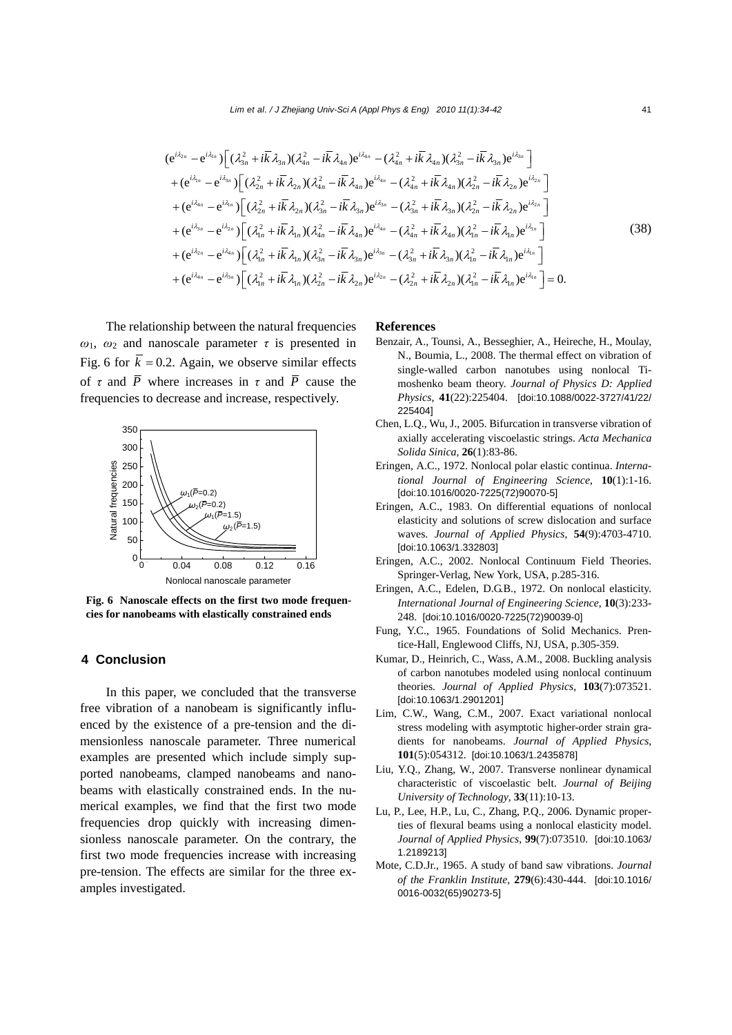$$
\begin{aligned}
&(\mathrm{e}^{i\lambda_{2n}} - \mathrm{e}^{i\lambda_{1n}})\left[(\lambda_{3n}^2 + i\bar{k}\lambda_{3n})(\lambda_{4n}^2 - i\bar{k}\lambda_{4n})\mathrm{e}^{i\lambda_{4n}} - (\lambda_{4n}^2 + i\bar{k}\lambda_{4n})(\lambda_{3n}^2 - i\bar{k}\lambda_{3n})\mathrm{e}^{i\lambda_{3n}}\right] \\
&+(\mathrm{e}^{i\lambda_{1n}} - \mathrm{e}^{i\lambda_{3n}})\left[(\lambda_{2n}^2 + i\bar{k}\lambda_{2n})(\lambda_{4n}^2 - i\bar{k}\lambda_{4n})\mathrm{e}^{i\lambda_{4n}} - (\lambda_{4n}^2 + i\bar{k}\lambda_{4n})(\lambda_{2n}^2 - i\bar{k}\lambda_{2n})\mathrm{e}^{i\lambda_{2n}}\right] \\
&+(\mathrm{e}^{i\lambda_{4n}} - \mathrm{e}^{i\lambda_{1n}})\left[(\lambda_{2n}^2 + i\bar{k}\lambda_{2n})(\lambda_{3n}^2 - i\bar{k}\lambda_{3n})\mathrm{e}^{i\lambda_{3n}} - (\lambda_{3n}^2 + i\bar{k}\lambda_{3n})(\lambda_{2n}^2 - i\bar{k}\lambda_{2n})\mathrm{e}^{i\lambda_{2n}}\right] \\
&+(\mathrm{e}^{i\lambda_{3n}} - \mathrm{e}^{i\lambda_{2n}})\left[(\lambda_{1n}^2 + i\bar{k}\lambda_{1n})(\lambda_{4n}^2 - i\bar{k}\lambda_{4n})\mathrm{e}^{i\lambda_{4n}} - (\lambda_{4n}^2 + i\bar{k}\lambda_{4n})(\lambda_{1n}^2 - i\bar{k}\lambda_{1n})\mathrm{e}^{i\lambda_{1n}}\right] \\
&+(\mathrm{e}^{i\lambda_{2n}} - \mathrm{e}^{i\lambda_{4n}})\left[(\lambda_{1n}^2 + i\bar{k}\lambda_{1n})(\lambda_{3n}^2 - i\bar{k}\lambda_{3n})\mathrm{e}^{i\lambda_{3n}} - (\lambda_{3n}^2 + i\bar{k}\lambda_{3n})(\lambda_{1n}^2 - i\bar{k}\lambda_{1n})\mathrm{e}^{i\lambda_{1n}}\right] \\
&+(\mathrm{e}^{i\lambda_{4n}} - \mathrm{e}^{i\lambda_{3n}})\left[(\lambda_{1n}^2 + i\bar{k}\lambda_{1n})(\lambda_{2n}^2 - i\bar{k}\lambda_{2n})\mathrm{e}^{i\lambda_{2n}} - (\lambda_{2n}^2 + i\bar{k}\lambda_{2n})(\lambda_{1n}^2 - i\bar{k}\lambda_{1n})\mathrm{e}^{i\lambda_{1n}}\right] = 0.
\end{aligned}
\tag{38}
$$

The relationship between the natural frequencies $\omega_1$, $\omega_2$ and nanoscale parameter $\tau$ is presented in Fig. 6 for $\bar{k} = 0.2$. Again, we observe similar effects of $\tau$ and $\bar{P}$ where increases in $\tau$ and $\bar{P}$ cause the frequencies to decrease and increase, respectively.

**Fig. 6 Nanoscale effects on the first two mode frequencies for nanobeams with elastically constrained ends**

## 4 Conclusion

In this paper, we concluded that the transverse free vibration of a nanobeam is significantly influenced by the existence of a pre-tension and the dimensionless nanoscale parameter. Three numerical examples are presented which include simply supported nanobeams, clamped nanobeams and nanobeams with elastically constrained ends. In the numerical examples, we find that the first two mode frequencies drop quickly with increasing dimensionless nanoscale parameter. On the contrary, the first two mode frequencies increase with increasing pre-tension. The effects are similar for the three examples investigated.

## References

Benzair, A., Tounsi, A., Besseghier, A., Heireche, H., Moulay, N., Boumia, L., 2008. The thermal effect on vibration of single-walled carbon nanotubes using nonlocal Timoshenko beam theory. *Journal of Physics D: Applied Physics*, **41**(22):225404. [doi:10.1088/0022-3727/41/22/225404]

Chen, L.Q., Wu, J., 2005. Bifurcation in transverse vibration of axially accelerating viscoelastic strings. *Acta Mechanica Solida Sinica*, **26**(1):83-86.

Eringen, A.C., 1972. Nonlocal polar elastic continua. *International Journal of Engineering Science*, **10**(1):1-16. [doi:10.1016/0020-7225(72)90070-5]

Eringen, A.C., 1983. On differential equations of nonlocal elasticity and solutions of screw dislocation and surface waves. *Journal of Applied Physics*, **54**(9):4703-4710. [doi:10.1063/1.332803]

Eringen, A.C., 2002. Nonlocal Continuum Field Theories. Springer-Verlag, New York, USA, p.285-316.

Eringen, A.C., Edelen, D.G.B., 1972. On nonlocal elasticity. *International Journal of Engineering Science*, **10**(3):233-248. [doi:10.1016/0020-7225(72)90039-0]

Fung, Y.C., 1965. Foundations of Solid Mechanics. Prentice-Hall, Englewood Cliffs, NJ, USA, p.305-359.

Kumar, D., Heinrich, C., Wass, A.M., 2008. Buckling analysis of carbon nanotubes modeled using nonlocal continuum theories. *Journal of Applied Physics*, **103**(7):073521. [doi:10.1063/1.2901201]

Lim, C.W., Wang, C.M., 2007. Exact variational nonlocal stress modeling with asymptotic higher-order strain gradients for nanobeams. *Journal of Applied Physics*, **101**(5):054312. [doi:10.1063/1.2435878]

Liu, Y.Q., Zhang, W., 2007. Transverse nonlinear dynamical characteristic of viscoelastic belt. *Journal of Beijing University of Technology*, **33**(11):10-13.

Lu, P., Lee, H.P., Lu, C., Zhang, P.Q., 2006. Dynamic properties of flexural beams using a nonlocal elasticity model. *Journal of Applied Physics*, **99**(7):073510. [doi:10.1063/1.2189213]

Mote, C.D.Jr., 1965. A study of band saw vibrations. *Journal of the Franklin Institute*, **279**(6):430-444. [doi:10.1016/0016-0032(65)90273-5]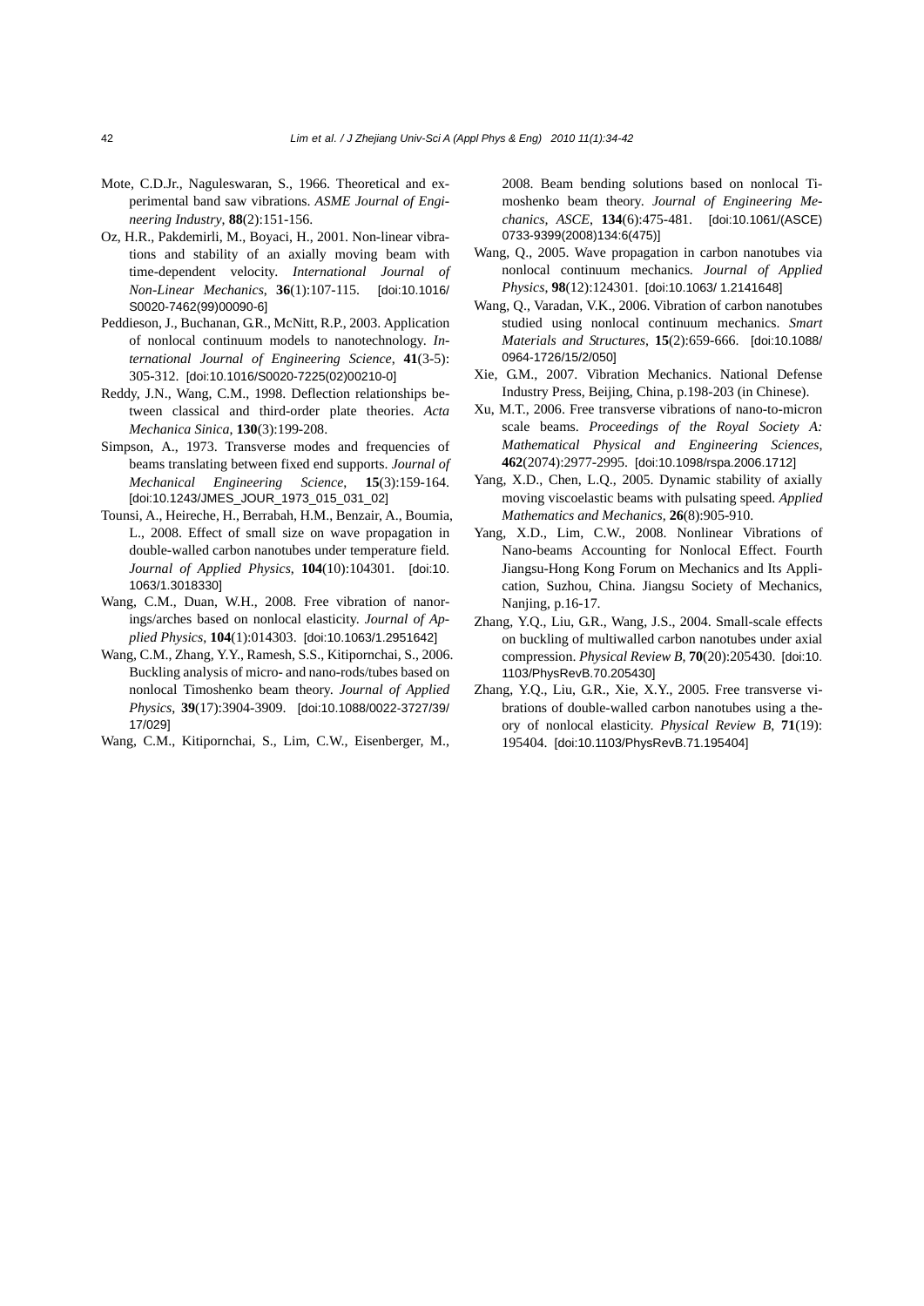Mote, C.D.Jr., Naguleswaran, S., 1966. Theoretical and experimental band saw vibrations. *ASME Journal of Engineering Industry*, **88**(2):151-156.

Oz, H.R., Pakdemirli, M., Boyaci, H., 2001. Non-linear vibrations and stability of an axially moving beam with time-dependent velocity. *International Journal of Non-Linear Mechanics*, **36**(1):107-115. [doi:10.1016/S0020-7462(99)00090-6]

Peddieson, J., Buchanan, G.R., McNitt, R.P., 2003. Application of nonlocal continuum models to nanotechnology. *International Journal of Engineering Science*, **41**(3-5):305-312. [doi:10.1016/S0020-7225(02)00210-0]

Reddy, J.N., Wang, C.M., 1998. Deflection relationships between classical and third-order plate theories. *Acta Mechanica Sinica*, **130**(3):199-208.

Simpson, A., 1973. Transverse modes and frequencies of beams translating between fixed end supports. *Journal of Mechanical Engineering Science*, **15**(3):159-164. [doi:10.1243/JMES_JOUR_1973_015_031_02]

Tounsi, A., Heireche, H., Berrabah, H.M., Benzair, A., Boumia, L., 2008. Effect of small size on wave propagation in double-walled carbon nanotubes under temperature field. *Journal of Applied Physics*, **104**(10):104301. [doi:10.1063/1.3018330]

Wang, C.M., Duan, W.H., 2008. Free vibration of nanorings/arches based on nonlocal elasticity. *Journal of Applied Physics*, **104**(1):014303. [doi:10.1063/1.2951642]

Wang, C.M., Zhang, Y.Y., Ramesh, S.S., Kitipornchai, S., 2006. Buckling analysis of micro- and nano-rods/tubes based on nonlocal Timoshenko beam theory. *Journal of Applied Physics*, **39**(17):3904-3909. [doi:10.1088/0022-3727/39/17/029]

Wang, C.M., Kitipornchai, S., Lim, C.W., Eisenberger, M., 2008. Beam bending solutions based on nonlocal Timoshenko beam theory. *Journal of Engineering Mechanics, ASCE*, **134**(6):475-481. [doi:10.1061/(ASCE)0733-9399(2008)134:6(475)]

Wang, Q., 2005. Wave propagation in carbon nanotubes via nonlocal continuum mechanics. *Journal of Applied Physics*, **98**(12):124301. [doi:10.1063/ 1.2141648]

Wang, Q., Varadan, V.K., 2006. Vibration of carbon nanotubes studied using nonlocal continuum mechanics. *Smart Materials and Structures*, **15**(2):659-666. [doi:10.1088/0964-1726/15/2/050]

Xie, G.M., 2007. Vibration Mechanics. National Defense Industry Press, Beijing, China, p.198-203 (in Chinese).

Xu, M.T., 2006. Free transverse vibrations of nano-to-micron scale beams. *Proceedings of the Royal Society A: Mathematical Physical and Engineering Sciences*, **462**(2074):2977-2995. [doi:10.1098/rspa.2006.1712]

Yang, X.D., Chen, L.Q., 2005. Dynamic stability of axially moving viscoelastic beams with pulsating speed. *Applied Mathematics and Mechanics*, **26**(8):905-910.

Yang, X.D., Lim, C.W., 2008. Nonlinear Vibrations of Nano-beams Accounting for Nonlocal Effect. Fourth Jiangsu-Hong Kong Forum on Mechanics and Its Application, Suzhou, China. Jiangsu Society of Mechanics, Nanjing, p.16-17.

Zhang, Y.Q., Liu, G.R., Wang, J.S., 2004. Small-scale effects on buckling of multiwalled carbon nanotubes under axial compression. *Physical Review B*, **70**(20):205430. [doi:10.1103/PhysRevB.70.205430]

Zhang, Y.Q., Liu, G.R., Xie, X.Y., 2005. Free transverse vibrations of double-walled carbon nanotubes using a theory of nonlocal elasticity. *Physical Review B*, **71**(19):195404. [doi:10.1103/PhysRevB.71.195404]